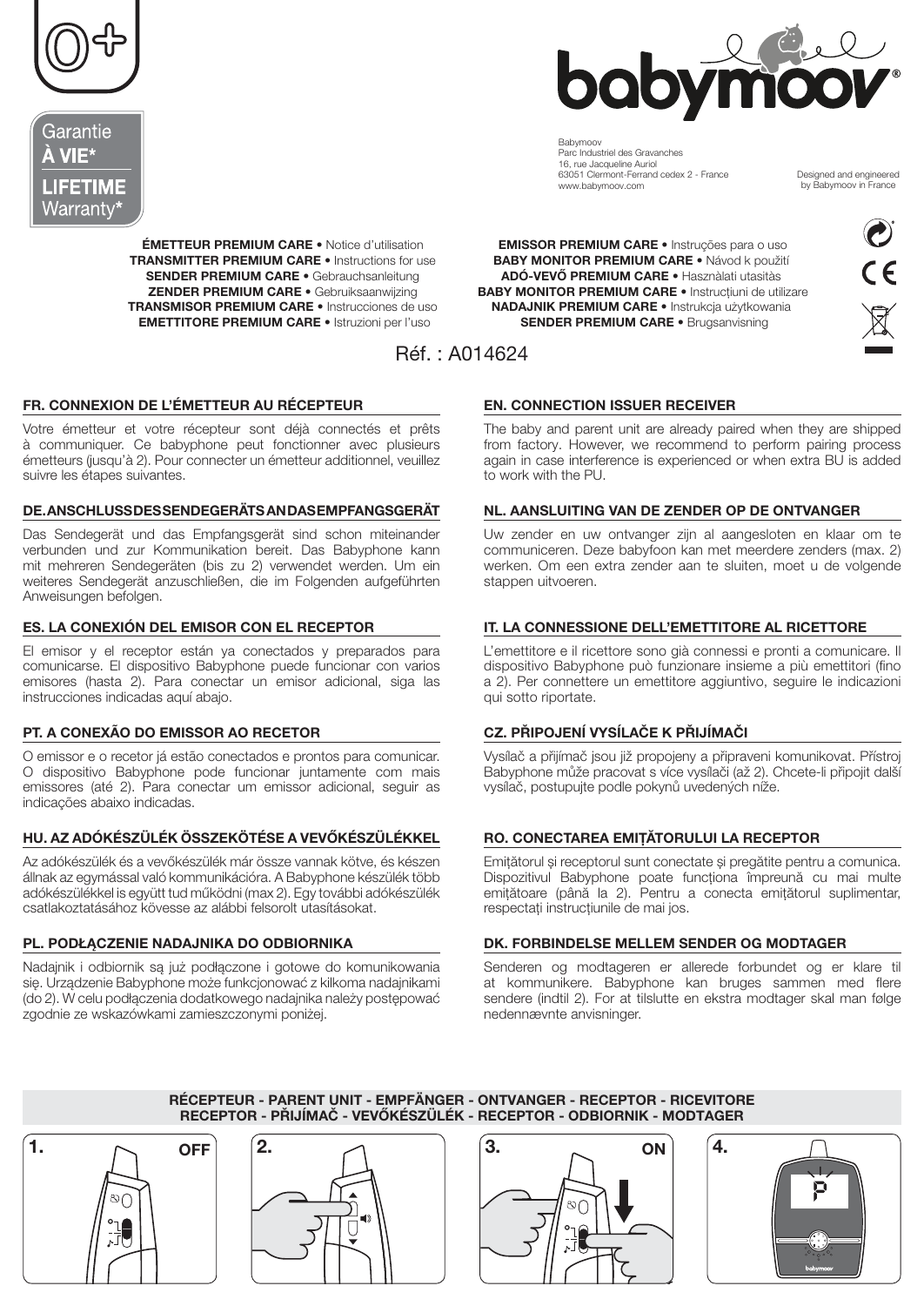0+

Garantie
**À VIE***
**LIFETIME**
Warranty*

babymoov®

Babymoov
Parc Industriel des Gravanches
16, rue Jacqueline Auriol
63051 Clermont-Ferrand cedex 2 - France
www.babymoov.com

Designed and engineered
by Babymoov in France

**ÉMETTEUR PREMIUM CARE** • Notice d'utilisation
**TRANSMITTER PREMIUM CARE** • Instructions for use
**SENDER PREMIUM CARE** • Gebrauchsanleitung
**ZENDER PREMIUM CARE** • Gebruiksaanwijzing
**TRANSMISOR PREMIUM CARE** • Instrucciones de uso
**EMETTITORE PREMIUM CARE** • Istruzioni per l'uso
**EMISSOR PREMIUM CARE** • Instruções para o uso
**BABY MONITOR PREMIUM CARE** • Návod k použití
**ADÓ-VEVŐ PREMIUM CARE** • Használati utasítás
**BABY MONITOR PREMIUM CARE** • Instrucțiuni de utilizare
**NADAJNIK PREMIUM CARE** • Instrukcja użytkowania
**SENDER PREMIUM CARE** • Brugsanvisning

Réf. : A014624

## FR. CONNEXION DE L'ÉMETTEUR AU RÉCEPTEUR

Votre émetteur et votre récepteur sont déjà connectés et prêts à communiquer. Ce babyphone peut fonctionner avec plusieurs émetteurs (jusqu'à 2). Pour connecter un émetteur additionnel, veuillez suivre les étapes suivantes.

## DE. ANSCHLUSS DES SENDEGERÄTS AN DAS EMPFANGSGERÄT

Das Sendegerät und das Empfangsgerät sind schon miteinander verbunden und zur Kommunikation bereit. Das Babyphone kann mit mehreren Sendegeräten (bis zu 2) verwendet werden. Um ein weiteres Sendegerät anzuschließen, die im Folgenden aufgeführten Anweisungen befolgen.

## ES. LA CONEXIÓN DEL EMISOR CON EL RECEPTOR

El emisor y el receptor están ya conectados y preparados para comunicarse. El dispositivo Babyphone puede funcionar con varios emisores (hasta 2). Para conectar un emisor adicional, siga las instrucciones indicadas aquí abajo.

## PT. A CONEXÃO DO EMISSOR AO RECETOR

O emissor e o recetor já estão conectados e prontos para comunicar. O dispositivo Babyphone pode funcionar juntamente com mais emissores (até 2). Para conectar um emissor adicional, seguir as indicações abaixo indicadas.

## HU. AZ ADÓKÉSZÜLÉK ÖSSZEKÖTÉSE A VEVŐKÉSZÜLÉKKEL

Az adókészülék és a vevőkészülék már össze vannak kötve, és készen állnak az egymással való kommunikációra. A Babyphone készülék több adókészülékkel is együtt tud működni (max 2). Egy további adókészülék csatlakoztatásához kövesse az alábbi felsorolt utasításokat.

## PL. PODŁĄCZENIE NADAJNIKA DO ODBIORNIKA

Nadajnik i odbiornik są już podłączone i gotowe do komunikowania się. Urządzenie Babyphone może funkcjonować z kilkoma nadajnikami (do 2). W celu podłączenia dodatkowego nadajnika należy postępować zgodnie ze wskazówkami zamieszczonymi poniżej.

## EN. CONNECTION ISSUER RECEIVER

The baby and parent unit are already paired when they are shipped from factory. However, we recommend to perform pairing process again in case interference is experienced or when extra BU is added to work with the PU.

## NL. AANSLUITING VAN DE ZENDER OP DE ONTVANGER

Uw zender en uw ontvanger zijn al aangesloten en klaar om te communiceren. Deze babyfoon kan met meerdere zenders (max. 2) werken. Om een extra zender aan te sluiten, moet u de volgende stappen uitvoeren.

## IT. LA CONNESSIONE DELL'EMETTITORE AL RICETTORE

L'emettitore e il ricettore sono già connessi e pronti a comunicare. Il dispositivo Babyphone può funzionare insieme a più emettitori (fino a 2). Per connettere un emettitore aggiuntivo, seguire le indicazioni qui sotto riportate.

## CZ. PŘIPOJENÍ VYSÍLAČE K PŘIJÍMAČI

Vysílač a přijímač jsou již propojeny a připraveni komunikovat. Přístroj Babyphone může pracovat s více vysílači (až 2). Chcete-li připojit další vysílač, postupujte podle pokynů uvedených níže.

## RO. CONECTAREA EMIȚĂTORULUI LA RECEPTOR

Emițătorul și receptorul sunt conectate și pregătite pentru a comunica. Dispozitivul Babyphone poate funcționa împreună cu mai multe emițătoare (până la 2). Pentru a conecta emițătorul suplimentar, respectați instrucțiunile de mai jos.

## DK. FORBINDELSE MELLEM SENDER OG MODTAGER

Senderen og modtageren er allerede forbundet og er klare til at kommunikere. Babyphone kan bruges sammen med flere sendere (indtil 2). For at tilslutte en ekstra modtager skal man følge nedennævnte anvisninger.

**RÉCEPTEUR - PARENT UNIT - EMPFÄNGER - ONTVANGER - RECEPTOR - RICEVITORE**
**RECEPTOR - PŘIJÍMAČ - VEVŐKÉSZÜLÉK - RECEPTOR - ODBIORNIK - MODTAGER**

1. OFF
2.
3. ON
4.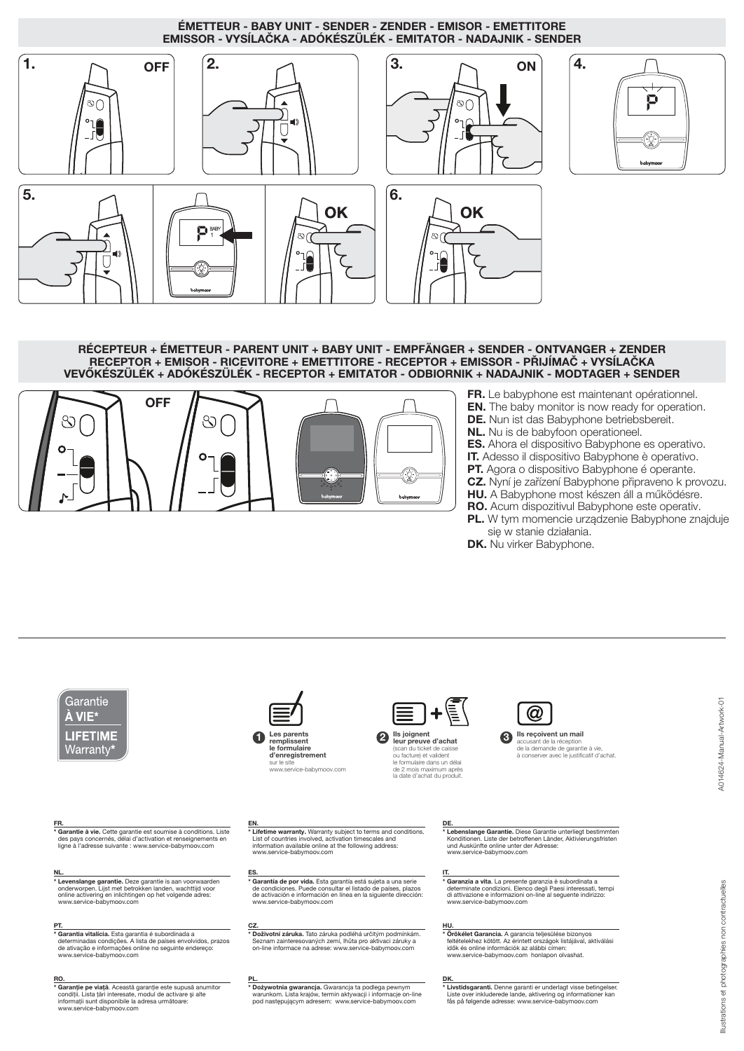## ÉMETTEUR - BABY UNIT - SENDER - ZENDER - EMISOR - EMETTITORE
## EMISSOR - VYSÍLAČKA - ADÓKÉSZÜLÉK - EMITATOR - NADAJNIK - SENDER

1. OFF

2.

3. ON

4.

5. OK

6. OK

## RÉCEPTEUR + ÉMETTEUR - PARENT UNIT + BABY UNIT - EMPFÄNGER + SENDER - ONTVANGER + ZENDER
## RECEPTOR + EMISOR - RICEVITORE + EMETTITORE - RECEPTOR + EMISSOR - PŘIJÍMAČ + VYSÍLAČKA
## VEVŐKÉSZÜLÉK + ADÓKÉSZÜLÉK - RECEPTOR + EMITATOR - ODBIORNIK + NADAJNIK - MODTAGER + SENDER

OFF

**FR.** Le babyphone est maintenant opérationnel.
**EN.** The baby monitor is now ready for operation.
**DE.** Nun ist das Babyphone betriebsbereit.
**NL.** Nu is de babyfoon operationeel.
**ES.** Ahora el dispositivo Babyphone es operativo.
**IT.** Adesso il dispositivo Babyphone è operativo.
**PT.** Agora o dispositivo Babyphone é operante.
**CZ.** Nyní je zařízení Babyphone připraveno k provozu.
**HU.** A Babyphone most készen áll a működésre.
**RO.** Acum dispozitivul Babyphone este operativ.
**PL.** W tym momencie urządzenie Babyphone znajduje się w stanie działania.
**DK.** Nu virker Babyphone.

---

Garantie
**À VIE***
**LIFETIME**
Warranty*

1. **Les parents remplissent le formulaire d'enregistrement** sur le site www.service-babymoov.com
2. **Ils joignent leur preuve d'achat** (scan du ticket de caisse ou facture) et valident le formulaire dans un délai de 2 mois maximum après la date d'achat du produit.
3. **Ils reçoivent un mail** accusant de la réception de la demande de garantie à vie, à conserver avec le justificatif d'achat.

**FR.**
\* **Garantie à vie.** Cette garantie est soumise à conditions. Liste des pays concernés, délai d'activation et renseignements en ligne à l'adresse suivante : www.service-babymoov.com

**EN.**
\* **Lifetime warranty.** Warranty subject to terms and conditions. List of countries involved, activation timescales and information available online at the following address: www.service-babymoov.com

**DE.**
\* **Lebenslange Garantie.** Diese Garantie unterliegt bestimmten Konditionen. Liste der betroffenen Länder, Aktivierungsfristen und Auskünfte online unter der Adresse: www.service-babymoov.com

**NL.**
\* **Levenslange garantie.** Deze garantie is aan voorwaarden onderworpen. Lijst met betrokken landen, wachttijd voor online activering en inlichtingen op het volgende adres: www.service-babymoov.com

**ES.**
\* **Garantía de por vida.** Esta garantía está sujeta a una serie de condiciones. Puede consultar el listado de países, plazos de activación e información en línea en la siguiente dirección: www.service-babymoov.com

**IT.**
\* **Garanzia a vita**. La presente garanzia è subordinata a determinate condizioni. Elenco degli Paesi interessati, tempi di attivazione e informazioni on-line al seguente indirizzo: www.service-babymoov.com

**PT.**
\* **Garantia vitalícia.** Esta garantia é subordinada a determinadas condições. A lista de países envolvidos, prazos de ativação e informações online no seguinte endereço: www.service-babymoov.com

**CZ.**
\* **Doživotní záruka.** Tato záruka podléhá určitým podmínkám. Seznam zainteresovaných zemí, lhůta pro aktivaci záruky a on-line informace na adrese: www.service-babymoov.com

**HU.**
\* **Örökélet Garancia.** A garancia teljesülése bizonyos feltételekhez kötött. Az érintett országok listájával, aktiválási idők és online információk az alábbi címen: www.service-babymoov.com honlapon olvashat.

**RO.**
\* **Garanție pe viață**. Această garanție este supusă anumitor condiții. Lista țări interesate, modul de activare și alte informații sunt disponibile la adresa următoare: www.service-babymoov.com

**PL.**
\* **Dożywotnia gwarancja.** Gwarancja ta podlega pewnym warunkom. Lista krajów, termin aktywacji i informacje on-line pod następującym adresem: www.service-babymoov.com

**DK.**
\* **Livstidsgaranti.** Denne garanti er underlagt visse betingelser. Liste over inkluderede lande, aktivering og informationer kan fås på følgende adresse: www.service-babymoov.com

A014624-Manual-Artwork-01

Illustrations et photographies non contractuelles